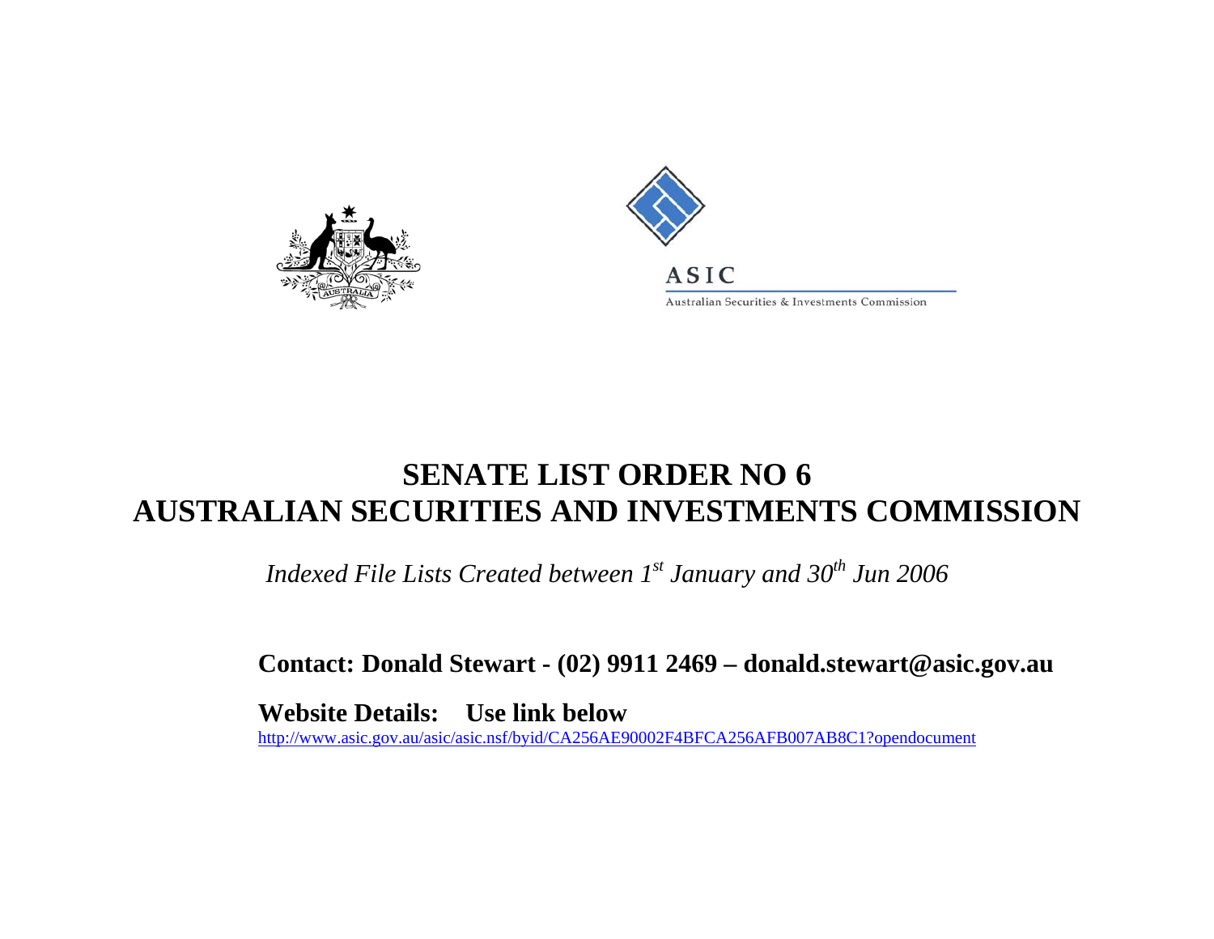ASIC

Australian Securities & Investments Commission

# SENATE LIST ORDER NO 6
# AUSTRALIAN SECURITIES AND INVESTMENTS COMMISSION

*Indexed File Lists Created between 1st January and 30th Jun 2006*

**Contact: Donald Stewart - (02) 9911 2469 – donald.stewart@asic.gov.au**

**Website Details: Use link below**

http://www.asic.gov.au/asic/asic.nsf/byid/CA256AE90002F4BFCA256AFB007AB8C1?opendocument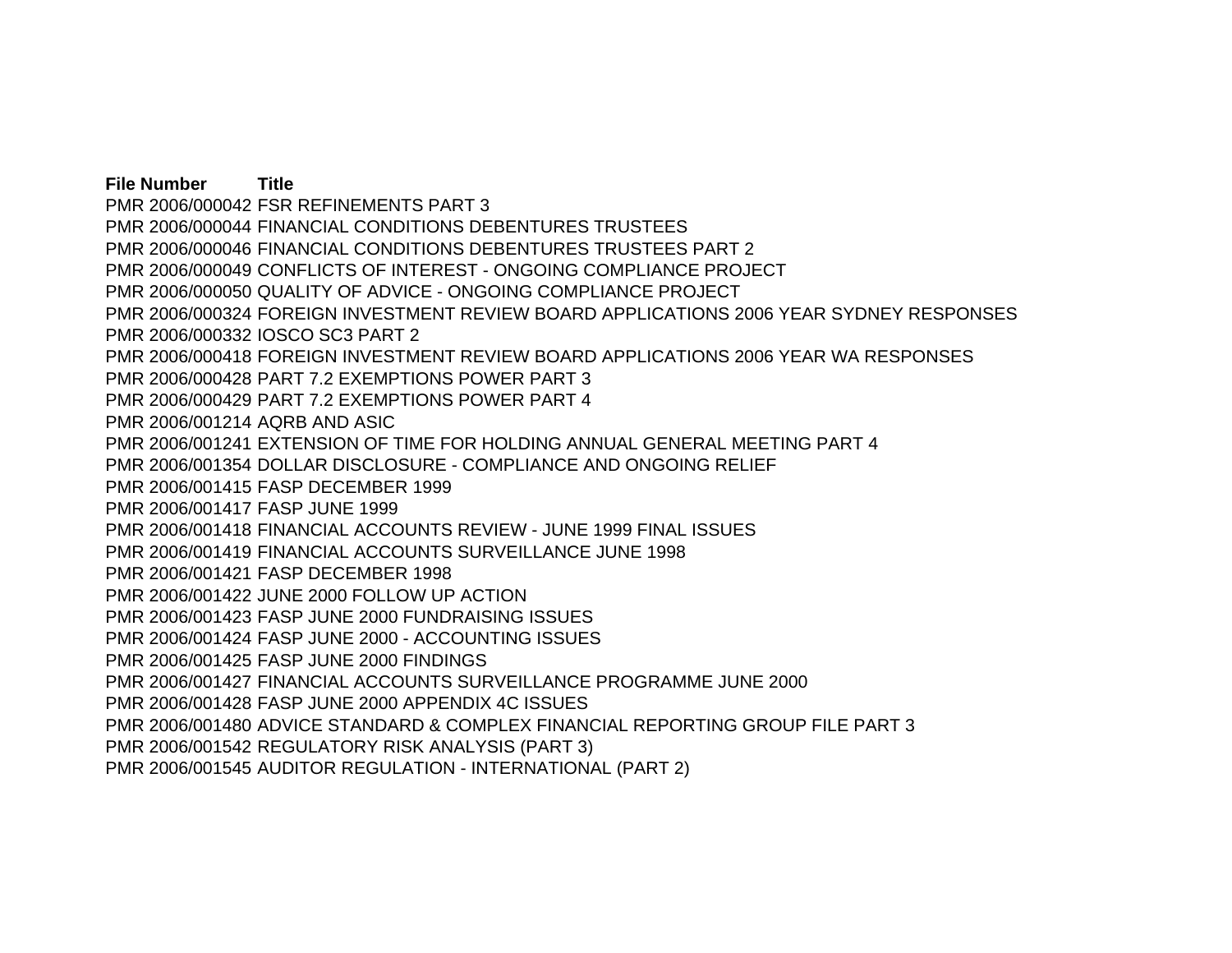| File Number | Title |
| --- | --- |
| PMR 2006/000042 | FSR REFINEMENTS PART 3 |
| PMR 2006/000044 | FINANCIAL CONDITIONS DEBENTURES TRUSTEES |
| PMR 2006/000046 | FINANCIAL CONDITIONS DEBENTURES TRUSTEES PART 2 |
| PMR 2006/000049 | CONFLICTS OF INTEREST - ONGOING COMPLIANCE PROJECT |
| PMR 2006/000050 | QUALITY OF ADVICE - ONGOING COMPLIANCE PROJECT |
| PMR 2006/000324 | FOREIGN INVESTMENT REVIEW BOARD APPLICATIONS 2006 YEAR SYDNEY RESPONSES |
| PMR 2006/000332 | IOSCO SC3 PART 2 |
| PMR 2006/000418 | FOREIGN INVESTMENT REVIEW BOARD APPLICATIONS 2006 YEAR WA RESPONSES |
| PMR 2006/000428 | PART 7.2 EXEMPTIONS POWER PART 3 |
| PMR 2006/000429 | PART 7.2 EXEMPTIONS POWER PART 4 |
| PMR 2006/001214 | AQRB AND ASIC |
| PMR 2006/001241 | EXTENSION OF TIME FOR HOLDING ANNUAL GENERAL MEETING PART 4 |
| PMR 2006/001354 | DOLLAR DISCLOSURE - COMPLIANCE AND ONGOING RELIEF |
| PMR 2006/001415 | FASP DECEMBER 1999 |
| PMR 2006/001417 | FASP JUNE 1999 |
| PMR 2006/001418 | FINANCIAL ACCOUNTS REVIEW - JUNE 1999 FINAL ISSUES |
| PMR 2006/001419 | FINANCIAL ACCOUNTS SURVEILLANCE JUNE 1998 |
| PMR 2006/001421 | FASP DECEMBER 1998 |
| PMR 2006/001422 | JUNE 2000 FOLLOW UP ACTION |
| PMR 2006/001423 | FASP JUNE 2000 FUNDRAISING ISSUES |
| PMR 2006/001424 | FASP JUNE 2000 - ACCOUNTING ISSUES |
| PMR 2006/001425 | FASP JUNE 2000 FINDINGS |
| PMR 2006/001427 | FINANCIAL ACCOUNTS SURVEILLANCE PROGRAMME JUNE 2000 |
| PMR 2006/001428 | FASP JUNE 2000 APPENDIX 4C ISSUES |
| PMR 2006/001480 | ADVICE STANDARD & COMPLEX FINANCIAL REPORTING GROUP FILE PART 3 |
| PMR 2006/001542 | REGULATORY RISK ANALYSIS (PART 3) |
| PMR 2006/001545 | AUDITOR REGULATION - INTERNATIONAL (PART 2) |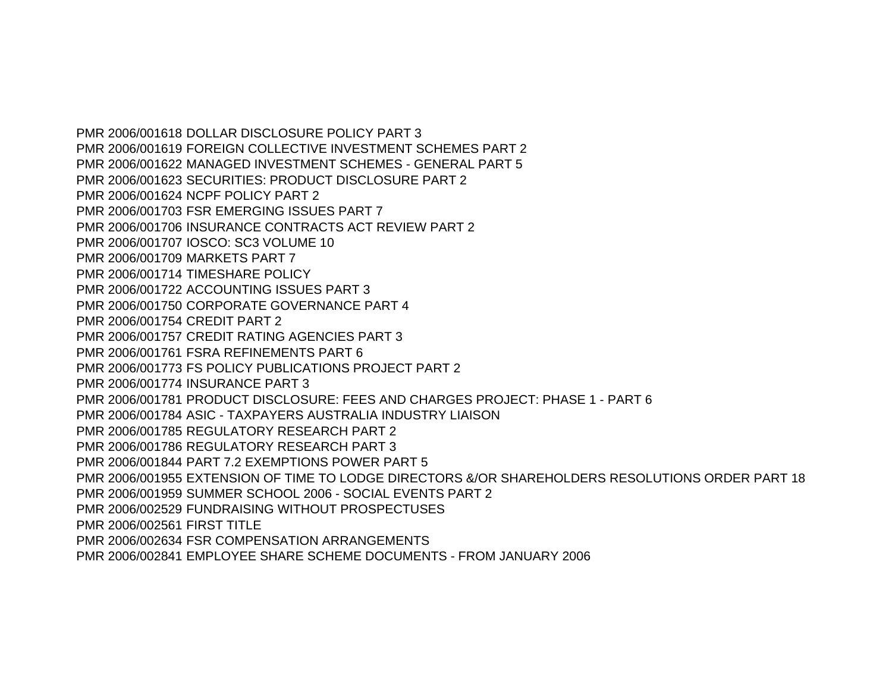PMR 2006/001618 DOLLAR DISCLOSURE POLICY PART 3
PMR 2006/001619 FOREIGN COLLECTIVE INVESTMENT SCHEMES PART 2
PMR 2006/001622 MANAGED INVESTMENT SCHEMES - GENERAL PART 5
PMR 2006/001623 SECURITIES: PRODUCT DISCLOSURE PART 2
PMR 2006/001624 NCPF POLICY PART 2
PMR 2006/001703 FSR EMERGING ISSUES PART 7
PMR 2006/001706 INSURANCE CONTRACTS ACT REVIEW PART 2
PMR 2006/001707 IOSCO: SC3 VOLUME 10
PMR 2006/001709 MARKETS PART 7
PMR 2006/001714 TIMESHARE POLICY
PMR 2006/001722 ACCOUNTING ISSUES PART 3
PMR 2006/001750 CORPORATE GOVERNANCE PART 4
PMR 2006/001754 CREDIT PART 2
PMR 2006/001757 CREDIT RATING AGENCIES PART 3
PMR 2006/001761 FSRA REFINEMENTS PART 6
PMR 2006/001773 FS POLICY PUBLICATIONS PROJECT PART 2
PMR 2006/001774 INSURANCE PART 3
PMR 2006/001781 PRODUCT DISCLOSURE: FEES AND CHARGES PROJECT: PHASE 1 - PART 6
PMR 2006/001784 ASIC - TAXPAYERS AUSTRALIA INDUSTRY LIAISON
PMR 2006/001785 REGULATORY RESEARCH PART 2
PMR 2006/001786 REGULATORY RESEARCH PART 3
PMR 2006/001844 PART 7.2 EXEMPTIONS POWER PART 5
PMR 2006/001955 EXTENSION OF TIME TO LODGE DIRECTORS &/OR SHAREHOLDERS RESOLUTIONS ORDER PART 18
PMR 2006/001959 SUMMER SCHOOL 2006 - SOCIAL EVENTS PART 2
PMR 2006/002529 FUNDRAISING WITHOUT PROSPECTUSES
PMR 2006/002561 FIRST TITLE
PMR 2006/002634 FSR COMPENSATION ARRANGEMENTS
PMR 2006/002841 EMPLOYEE SHARE SCHEME DOCUMENTS - FROM JANUARY 2006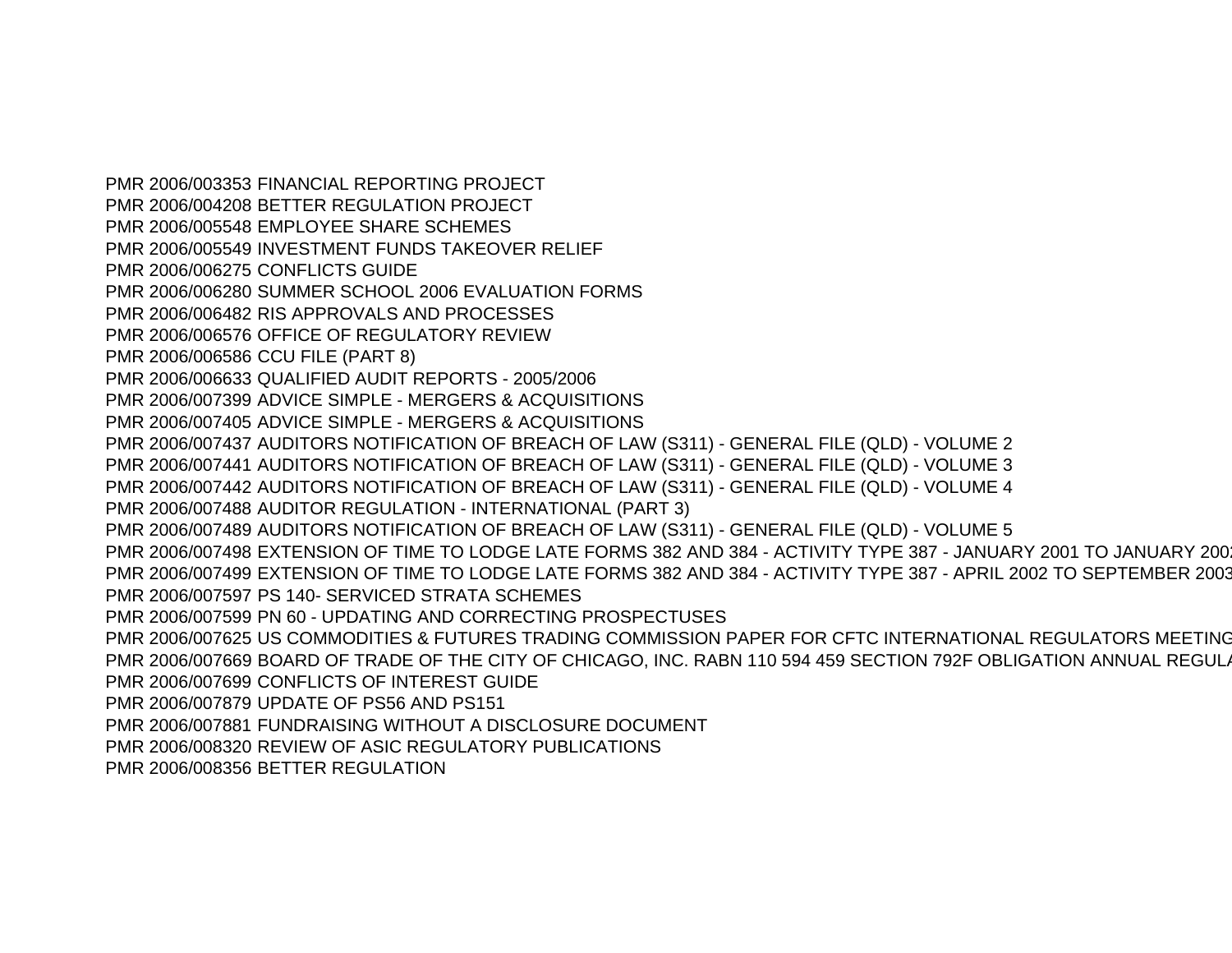PMR 2006/003353 FINANCIAL REPORTING PROJECT
PMR 2006/004208 BETTER REGULATION PROJECT
PMR 2006/005548 EMPLOYEE SHARE SCHEMES
PMR 2006/005549 INVESTMENT FUNDS TAKEOVER RELIEF
PMR 2006/006275 CONFLICTS GUIDE
PMR 2006/006280 SUMMER SCHOOL 2006 EVALUATION FORMS
PMR 2006/006482 RIS APPROVALS AND PROCESSES
PMR 2006/006576 OFFICE OF REGULATORY REVIEW
PMR 2006/006586 CCU FILE (PART 8)
PMR 2006/006633 QUALIFIED AUDIT REPORTS - 2005/2006
PMR 2006/007399 ADVICE SIMPLE - MERGERS & ACQUISITIONS
PMR 2006/007405 ADVICE SIMPLE - MERGERS & ACQUISITIONS
PMR 2006/007437 AUDITORS NOTIFICATION OF BREACH OF LAW (S311) - GENERAL FILE (QLD) - VOLUME 2
PMR 2006/007441 AUDITORS NOTIFICATION OF BREACH OF LAW (S311) - GENERAL FILE (QLD) - VOLUME 3
PMR 2006/007442 AUDITORS NOTIFICATION OF BREACH OF LAW (S311) - GENERAL FILE (QLD) - VOLUME 4
PMR 2006/007488 AUDITOR REGULATION - INTERNATIONAL (PART 3)
PMR 2006/007489 AUDITORS NOTIFICATION OF BREACH OF LAW (S311) - GENERAL FILE (QLD) - VOLUME 5
PMR 2006/007498 EXTENSION OF TIME TO LODGE LATE FORMS 382 AND 384 - ACTIVITY TYPE 387 - JANUARY 2001 TO JANUARY 200
PMR 2006/007499 EXTENSION OF TIME TO LODGE LATE FORMS 382 AND 384 - ACTIVITY TYPE 387 - APRIL 2002 TO SEPTEMBER 200
PMR 2006/007597 PS 140- SERVICED STRATA SCHEMES
PMR 2006/007599 PN 60 - UPDATING AND CORRECTING PROSPECTUSES
PMR 2006/007625 US COMMODITIES & FUTURES TRADING COMMISSION PAPER FOR CFTC INTERNATIONAL REGULATORS MEETIN
PMR 2006/007669 BOARD OF TRADE OF THE CITY OF CHICAGO, INC. RABN 110 594 459 SECTION 792F OBLIGATION ANNUAL REGUL
PMR 2006/007699 CONFLICTS OF INTEREST GUIDE
PMR 2006/007879 UPDATE OF PS56 AND PS151
PMR 2006/007881 FUNDRAISING WITHOUT A DISCLOSURE DOCUMENT
PMR 2006/008320 REVIEW OF ASIC REGULATORY PUBLICATIONS
PMR 2006/008356 BETTER REGULATION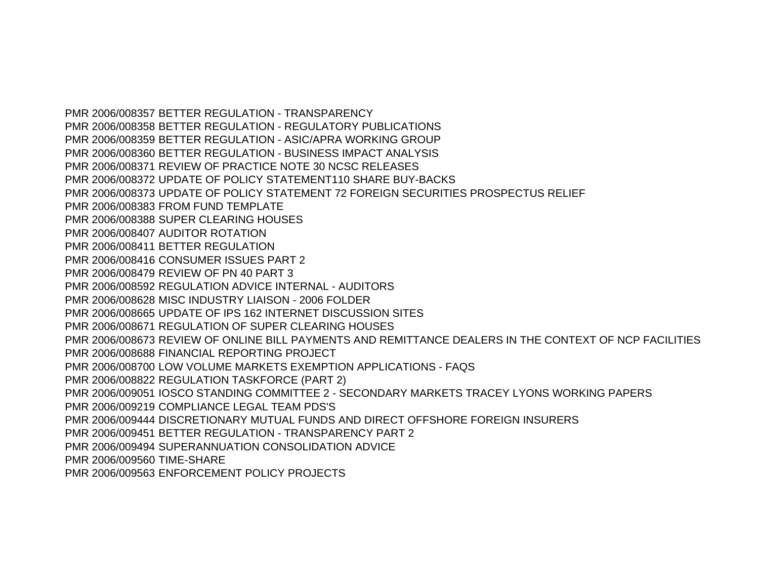PMR 2006/008357 BETTER REGULATION - TRANSPARENCY
PMR 2006/008358 BETTER REGULATION - REGULATORY PUBLICATIONS
PMR 2006/008359 BETTER REGULATION - ASIC/APRA WORKING GROUP
PMR 2006/008360 BETTER REGULATION - BUSINESS IMPACT ANALYSIS
PMR 2006/008371 REVIEW OF PRACTICE NOTE 30 NCSC RELEASES
PMR 2006/008372 UPDATE OF POLICY STATEMENT110 SHARE BUY-BACKS
PMR 2006/008373 UPDATE OF POLICY STATEMENT 72 FOREIGN SECURITIES PROSPECTUS RELIEF
PMR 2006/008383 FROM FUND TEMPLATE
PMR 2006/008388 SUPER CLEARING HOUSES
PMR 2006/008407 AUDITOR ROTATION
PMR 2006/008411 BETTER REGULATION
PMR 2006/008416 CONSUMER ISSUES PART 2
PMR 2006/008479 REVIEW OF PN 40 PART 3
PMR 2006/008592 REGULATION ADVICE INTERNAL - AUDITORS
PMR 2006/008628 MISC INDUSTRY LIAISON - 2006 FOLDER
PMR 2006/008665 UPDATE OF IPS 162 INTERNET DISCUSSION SITES
PMR 2006/008671 REGULATION OF SUPER CLEARING HOUSES
PMR 2006/008673 REVIEW OF ONLINE BILL PAYMENTS AND REMITTANCE DEALERS IN THE CONTEXT OF NCP FACILITIES
PMR 2006/008688 FINANCIAL REPORTING PROJECT
PMR 2006/008700 LOW VOLUME MARKETS EXEMPTION APPLICATIONS - FAQS
PMR 2006/008822 REGULATION TASKFORCE (PART 2)
PMR 2006/009051 IOSCO STANDING COMMITTEE 2 - SECONDARY MARKETS TRACEY LYONS WORKING PAPERS
PMR 2006/009219 COMPLIANCE LEGAL TEAM PDS'S
PMR 2006/009444 DISCRETIONARY MUTUAL FUNDS AND DIRECT OFFSHORE FOREIGN INSURERS
PMR 2006/009451 BETTER REGULATION - TRANSPARENCY PART 2
PMR 2006/009494 SUPERANNUATION CONSOLIDATION ADVICE
PMR 2006/009560 TIME-SHARE
PMR 2006/009563 ENFORCEMENT POLICY PROJECTS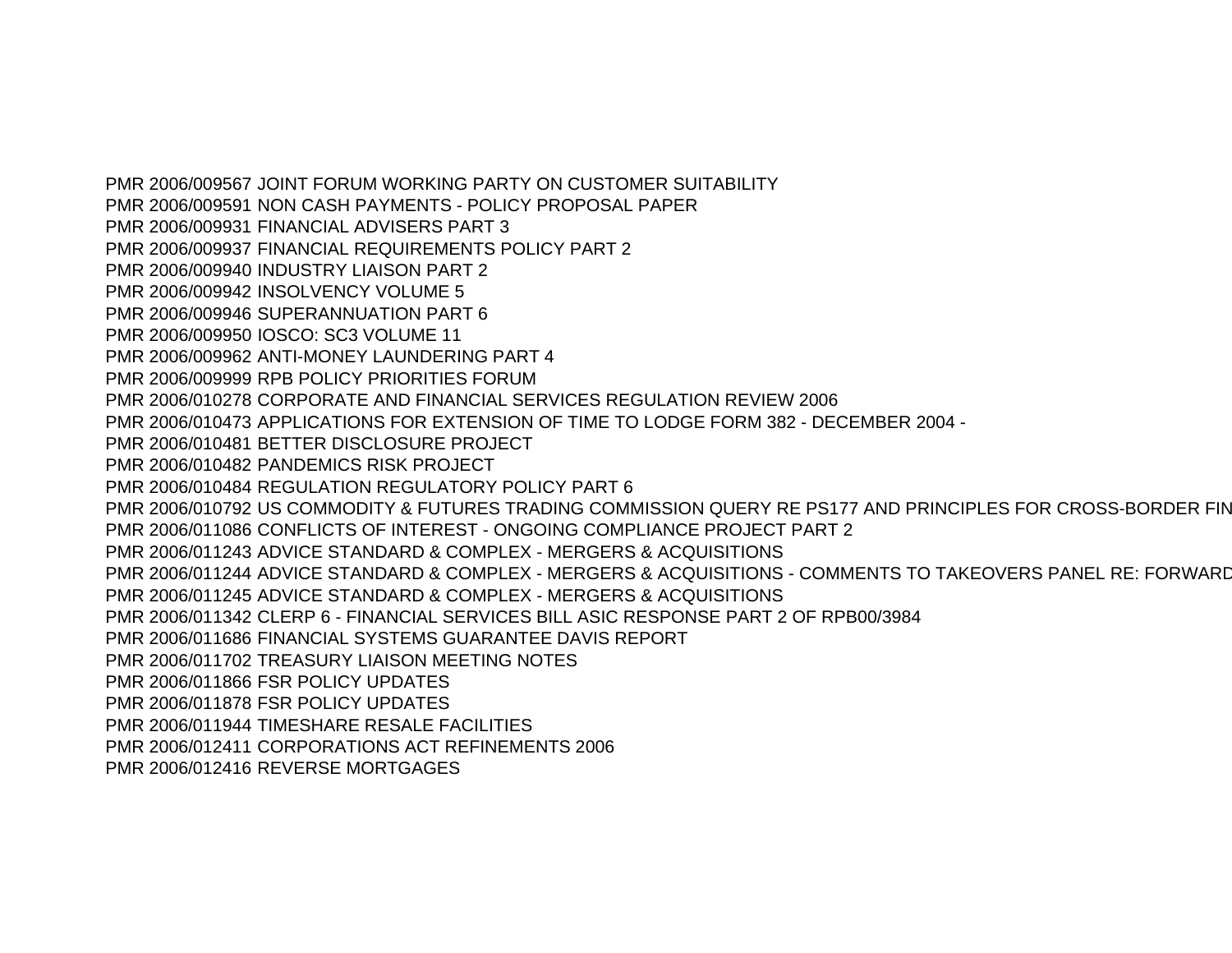PMR 2006/009567 JOINT FORUM WORKING PARTY ON CUSTOMER SUITABILITY
PMR 2006/009591 NON CASH PAYMENTS - POLICY PROPOSAL PAPER
PMR 2006/009931 FINANCIAL ADVISERS PART 3
PMR 2006/009937 FINANCIAL REQUIREMENTS POLICY PART 2
PMR 2006/009940 INDUSTRY LIAISON PART 2
PMR 2006/009942 INSOLVENCY VOLUME 5
PMR 2006/009946 SUPERANNUATION PART 6
PMR 2006/009950 IOSCO: SC3 VOLUME 11
PMR 2006/009962 ANTI-MONEY LAUNDERING PART 4
PMR 2006/009999 RPB POLICY PRIORITIES FORUM
PMR 2006/010278 CORPORATE AND FINANCIAL SERVICES REGULATION REVIEW 2006
PMR 2006/010473 APPLICATIONS FOR EXTENSION OF TIME TO LODGE FORM 382 - DECEMBER 2004 -
PMR 2006/010481 BETTER DISCLOSURE PROJECT
PMR 2006/010482 PANDEMICS RISK PROJECT
PMR 2006/010484 REGULATION REGULATORY POLICY PART 6
PMR 2006/010792 US COMMODITY & FUTURES TRADING COMMISSION QUERY RE PS177 AND PRINCIPLES FOR CROSS-BORDER FIN
PMR 2006/011086 CONFLICTS OF INTEREST - ONGOING COMPLIANCE PROJECT PART 2
PMR 2006/011243 ADVICE STANDARD & COMPLEX - MERGERS & ACQUISITIONS
PMR 2006/011244 ADVICE STANDARD & COMPLEX - MERGERS & ACQUISITIONS - COMMENTS TO TAKEOVERS PANEL RE: FORWARD
PMR 2006/011245 ADVICE STANDARD & COMPLEX - MERGERS & ACQUISITIONS
PMR 2006/011342 CLERP 6 - FINANCIAL SERVICES BILL ASIC RESPONSE PART 2 OF RPB00/3984
PMR 2006/011686 FINANCIAL SYSTEMS GUARANTEE DAVIS REPORT
PMR 2006/011702 TREASURY LIAISON MEETING NOTES
PMR 2006/011866 FSR POLICY UPDATES
PMR 2006/011878 FSR POLICY UPDATES
PMR 2006/011944 TIMESHARE RESALE FACILITIES
PMR 2006/012411 CORPORATIONS ACT REFINEMENTS 2006
PMR 2006/012416 REVERSE MORTGAGES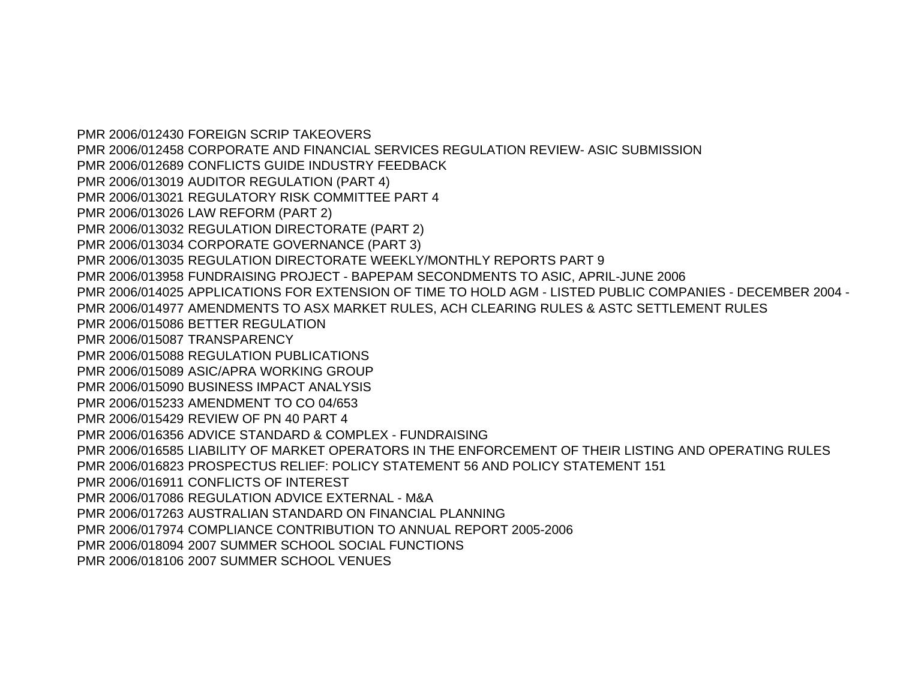PMR 2006/012430 FOREIGN SCRIP TAKEOVERS
PMR 2006/012458 CORPORATE AND FINANCIAL SERVICES REGULATION REVIEW- ASIC SUBMISSION
PMR 2006/012689 CONFLICTS GUIDE INDUSTRY FEEDBACK
PMR 2006/013019 AUDITOR REGULATION (PART 4)
PMR 2006/013021 REGULATORY RISK COMMITTEE PART 4
PMR 2006/013026 LAW REFORM (PART 2)
PMR 2006/013032 REGULATION DIRECTORATE (PART 2)
PMR 2006/013034 CORPORATE GOVERNANCE (PART 3)
PMR 2006/013035 REGULATION DIRECTORATE WEEKLY/MONTHLY REPORTS PART 9
PMR 2006/013958 FUNDRAISING PROJECT - BAPEPAM SECONDMENTS TO ASIC, APRIL-JUNE 2006
PMR 2006/014025 APPLICATIONS FOR EXTENSION OF TIME TO HOLD AGM - LISTED PUBLIC COMPANIES - DECEMBER 2004 -
PMR 2006/014977 AMENDMENTS TO ASX MARKET RULES, ACH CLEARING RULES & ASTC SETTLEMENT RULES
PMR 2006/015086 BETTER REGULATION
PMR 2006/015087 TRANSPARENCY
PMR 2006/015088 REGULATION PUBLICATIONS
PMR 2006/015089 ASIC/APRA WORKING GROUP
PMR 2006/015090 BUSINESS IMPACT ANALYSIS
PMR 2006/015233 AMENDMENT TO CO 04/653
PMR 2006/015429 REVIEW OF PN 40 PART 4
PMR 2006/016356 ADVICE STANDARD & COMPLEX - FUNDRAISING
PMR 2006/016585 LIABILITY OF MARKET OPERATORS IN THE ENFORCEMENT OF THEIR LISTING AND OPERATING RULES
PMR 2006/016823 PROSPECTUS RELIEF: POLICY STATEMENT 56 AND POLICY STATEMENT 151
PMR 2006/016911 CONFLICTS OF INTEREST
PMR 2006/017086 REGULATION ADVICE EXTERNAL - M&A
PMR 2006/017263 AUSTRALIAN STANDARD ON FINANCIAL PLANNING
PMR 2006/017974 COMPLIANCE CONTRIBUTION TO ANNUAL REPORT 2005-2006
PMR 2006/018094 2007 SUMMER SCHOOL SOCIAL FUNCTIONS
PMR 2006/018106 2007 SUMMER SCHOOL VENUES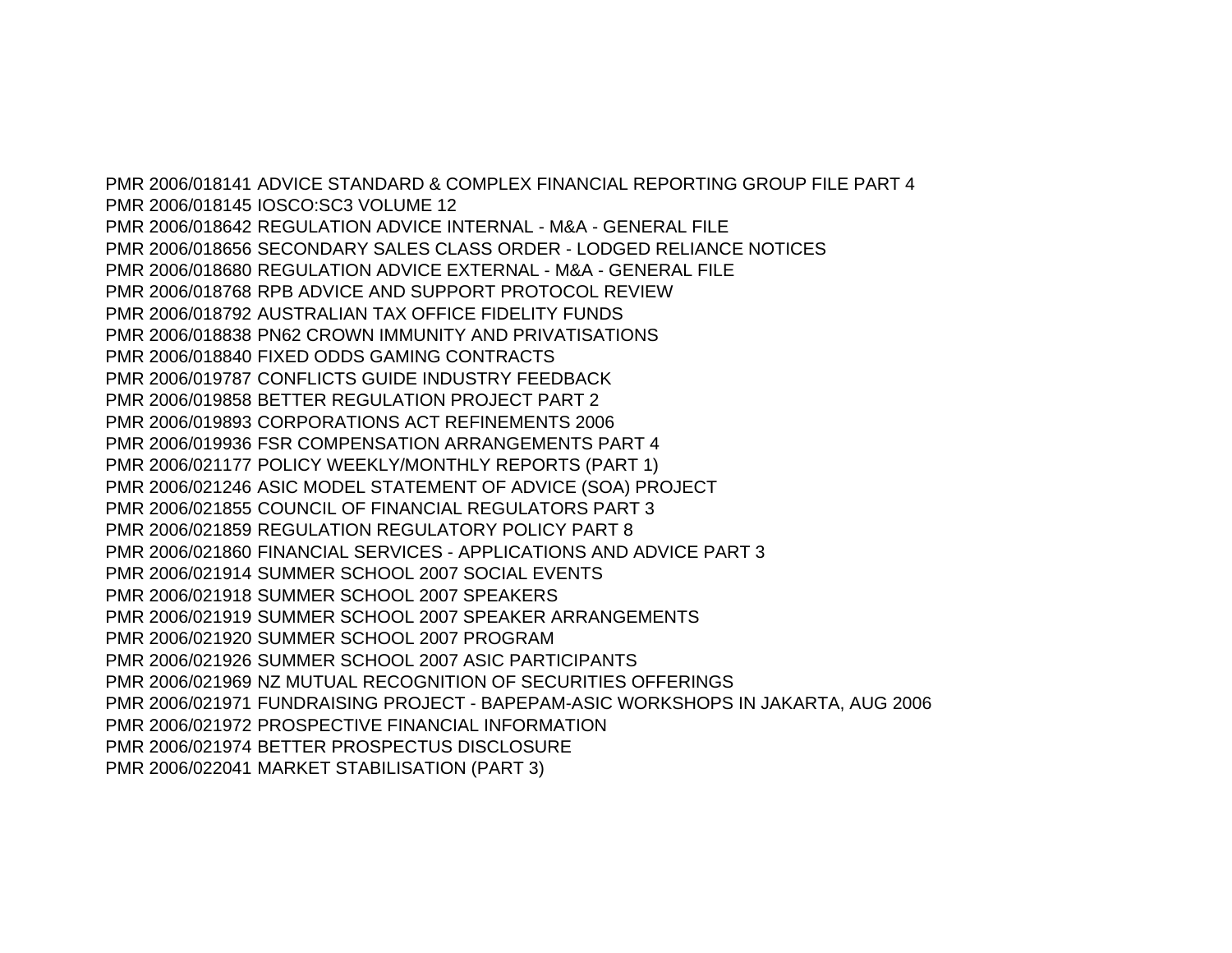PMR 2006/018141 ADVICE STANDARD & COMPLEX FINANCIAL REPORTING GROUP FILE PART 4
PMR 2006/018145 IOSCO:SC3 VOLUME 12
PMR 2006/018642 REGULATION ADVICE INTERNAL - M&A - GENERAL FILE
PMR 2006/018656 SECONDARY SALES CLASS ORDER - LODGED RELIANCE NOTICES
PMR 2006/018680 REGULATION ADVICE EXTERNAL - M&A - GENERAL FILE
PMR 2006/018768 RPB ADVICE AND SUPPORT PROTOCOL REVIEW
PMR 2006/018792 AUSTRALIAN TAX OFFICE FIDELITY FUNDS
PMR 2006/018838 PN62 CROWN IMMUNITY AND PRIVATISATIONS
PMR 2006/018840 FIXED ODDS GAMING CONTRACTS
PMR 2006/019787 CONFLICTS GUIDE INDUSTRY FEEDBACK
PMR 2006/019858 BETTER REGULATION PROJECT PART 2
PMR 2006/019893 CORPORATIONS ACT REFINEMENTS 2006
PMR 2006/019936 FSR COMPENSATION ARRANGEMENTS PART 4
PMR 2006/021177 POLICY WEEKLY/MONTHLY REPORTS (PART 1)
PMR 2006/021246 ASIC MODEL STATEMENT OF ADVICE (SOA) PROJECT
PMR 2006/021855 COUNCIL OF FINANCIAL REGULATORS PART 3
PMR 2006/021859 REGULATION REGULATORY POLICY PART 8
PMR 2006/021860 FINANCIAL SERVICES - APPLICATIONS AND ADVICE PART 3
PMR 2006/021914 SUMMER SCHOOL 2007 SOCIAL EVENTS
PMR 2006/021918 SUMMER SCHOOL 2007 SPEAKERS
PMR 2006/021919 SUMMER SCHOOL 2007 SPEAKER ARRANGEMENTS
PMR 2006/021920 SUMMER SCHOOL 2007 PROGRAM
PMR 2006/021926 SUMMER SCHOOL 2007 ASIC PARTICIPANTS
PMR 2006/021969 NZ MUTUAL RECOGNITION OF SECURITIES OFFERINGS
PMR 2006/021971 FUNDRAISING PROJECT - BAPEPAM-ASIC WORKSHOPS IN JAKARTA, AUG 2006
PMR 2006/021972 PROSPECTIVE FINANCIAL INFORMATION
PMR 2006/021974 BETTER PROSPECTUS DISCLOSURE
PMR 2006/022041 MARKET STABILISATION (PART 3)